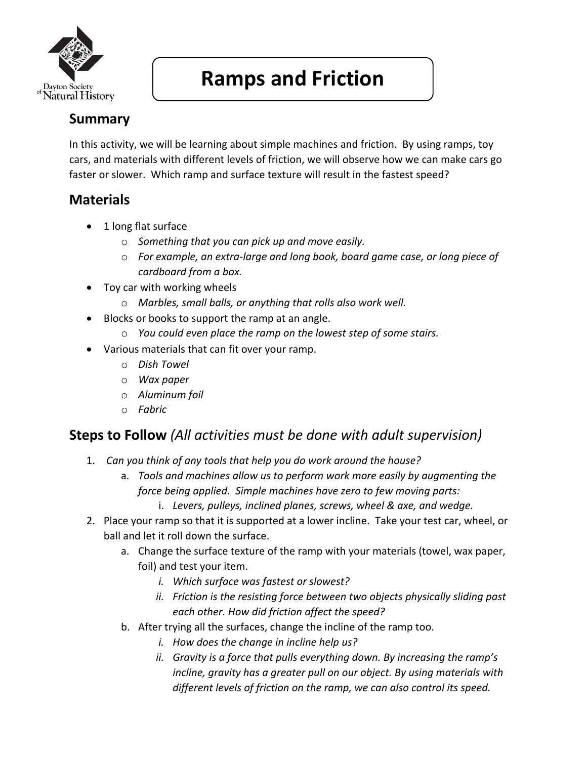Dayton Society of Natural History

# Ramps and Friction

## Summary

In this activity, we will be learning about simple machines and friction. By using ramps, toy cars, and materials with different levels of friction, we will observe how we can make cars go faster or slower. Which ramp and surface texture will result in the fastest speed?

## Materials

- 1 long flat surface
  - *Something that you can pick up and move easily.*
  - *For example, an extra-large and long book, board game case, or long piece of cardboard from a box.*
- Toy car with working wheels
  - *Marbles, small balls, or anything that rolls also work well.*
- Blocks or books to support the ramp at an angle.
  - *You could even place the ramp on the lowest step of some stairs.*
- Various materials that can fit over your ramp.
  - *Dish Towel*
  - *Wax paper*
  - *Aluminum foil*
  - *Fabric*

## Steps to Follow *(All activities must be done with adult supervision)*

1. *Can you think of any tools that help you do work around the house?*
   a. *Tools and machines allow us to perform work more easily by augmenting the force being applied. Simple machines have zero to few moving parts:*
      i. *Levers, pulleys, inclined planes, screws, wheel & axe, and wedge.*
2. Place your ramp so that it is supported at a lower incline. Take your test car, wheel, or ball and let it roll down the surface.
   a. Change the surface texture of the ramp with your materials (towel, wax paper, foil) and test your item.
      i. *Which surface was fastest or slowest?*
      ii. *Friction is the resisting force between two objects physically sliding past each other. How did friction affect the speed?*
   b. After trying all the surfaces, change the incline of the ramp too.
      i. *How does the change in incline help us?*
      ii. *Gravity is a force that pulls everything down. By increasing the ramp's incline, gravity has a greater pull on our object. By using materials with different levels of friction on the ramp, we can also control its speed.*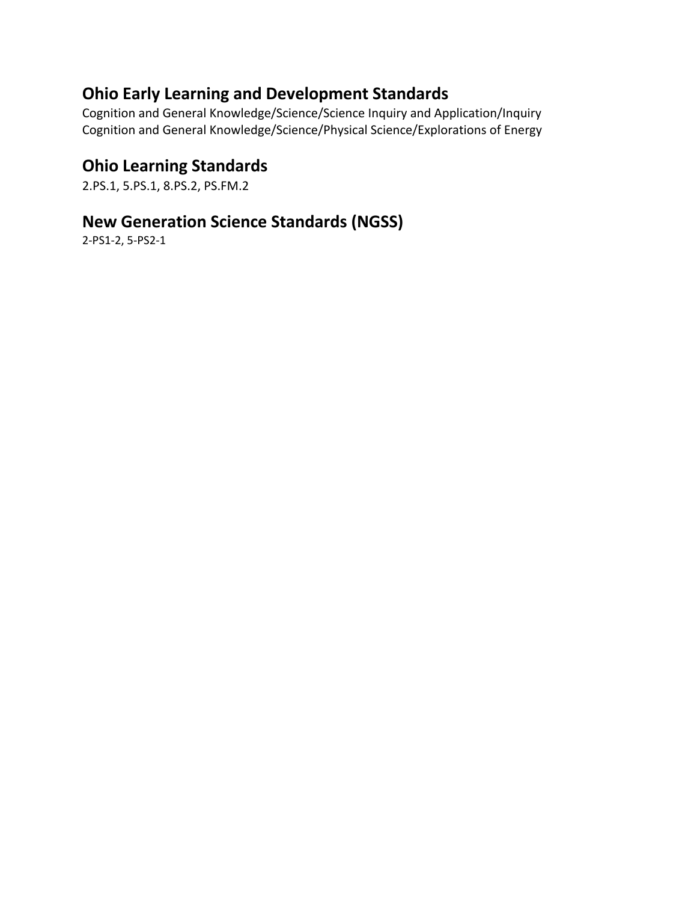## Ohio Early Learning and Development Standards

Cognition and General Knowledge/Science/Science Inquiry and Application/Inquiry
Cognition and General Knowledge/Science/Physical Science/Explorations of Energy

## Ohio Learning Standards

2.PS.1, 5.PS.1, 8.PS.2, PS.FM.2

## New Generation Science Standards (NGSS)

2-PS1-2, 5-PS2-1